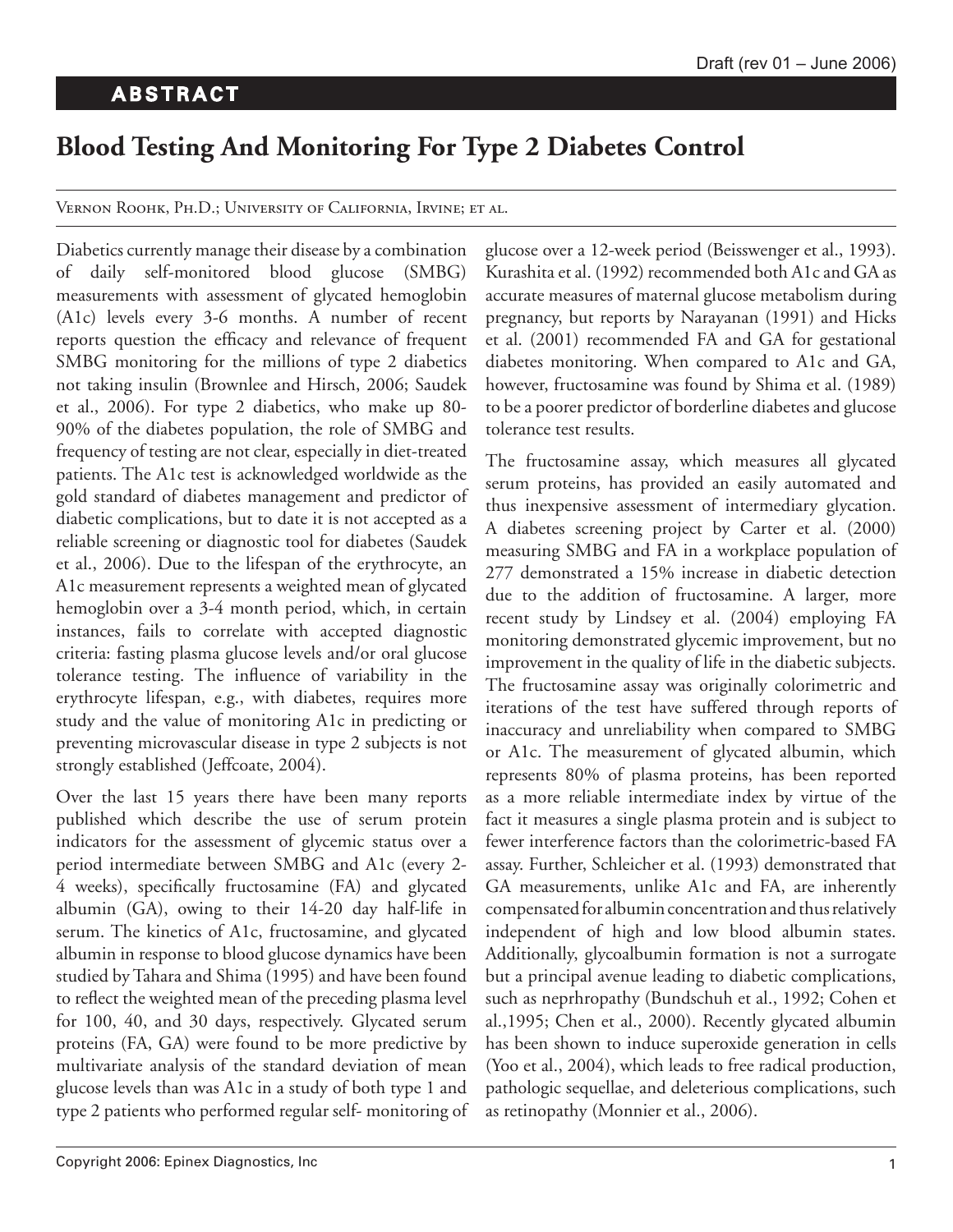## ABSTRACT

# Blood Testing And Monitoring For Type 2 Diabetes Control

Vernon Roohk, Ph.D.; University of California, Irvine; et al.

Diabetics currently manage their disease by a combination of daily self-monitored blood glucose (SMBG) measurements with assessment of glycated hemoglobin (A1c) levels every 3-6 months. A number of recent reports question the efficacy and relevance of frequent SMBG monitoring for the millions of type 2 diabetics not taking insulin (Brownlee and Hirsch, 2006; Saudek et al., 2006). For type 2 diabetics, who make up 80-90% of the diabetes population, the role of SMBG and frequency of testing are not clear, especially in diet-treated patients. The A1c test is acknowledged worldwide as the gold standard of diabetes management and predictor of diabetic complications, but to date it is not accepted as a reliable screening or diagnostic tool for diabetes (Saudek et al., 2006). Due to the lifespan of the erythrocyte, an A1c measurement represents a weighted mean of glycated hemoglobin over a 3-4 month period, which, in certain instances, fails to correlate with accepted diagnostic criteria: fasting plasma glucose levels and/or oral glucose tolerance testing. The influence of variability in the erythrocyte lifespan, e.g., with diabetes, requires more study and the value of monitoring A1c in predicting or preventing microvascular disease in type 2 subjects is not strongly established (Jeffcoate, 2004).

Over the last 15 years there have been many reports published which describe the use of serum protein indicators for the assessment of glycemic status over a period intermediate between SMBG and A1c (every 2-4 weeks), specifically fructosamine (FA) and glycated albumin (GA), owing to their 14-20 day half-life in serum. The kinetics of A1c, fructosamine, and glycated albumin in response to blood glucose dynamics have been studied by Tahara and Shima (1995) and have been found to reflect the weighted mean of the preceding plasma level for 100, 40, and 30 days, respectively. Glycated serum proteins (FA, GA) were found to be more predictive by multivariate analysis of the standard deviation of mean glucose levels than was A1c in a study of both type 1 and type 2 patients who performed regular self- monitoring of glucose over a 12-week period (Beisswenger et al., 1993). Kurashita et al. (1992) recommended both A1c and GA as accurate measures of maternal glucose metabolism during pregnancy, but reports by Narayanan (1991) and Hicks et al. (2001) recommended FA and GA for gestational diabetes monitoring. When compared to A1c and GA, however, fructosamine was found by Shima et al. (1989) to be a poorer predictor of borderline diabetes and glucose tolerance test results.

The fructosamine assay, which measures all glycated serum proteins, has provided an easily automated and thus inexpensive assessment of intermediary glycation. A diabetes screening project by Carter et al. (2000) measuring SMBG and FA in a workplace population of 277 demonstrated a 15% increase in diabetic detection due to the addition of fructosamine. A larger, more recent study by Lindsey et al. (2004) employing FA monitoring demonstrated glycemic improvement, but no improvement in the quality of life in the diabetic subjects. The fructosamine assay was originally colorimetric and iterations of the test have suffered through reports of inaccuracy and unreliability when compared to SMBG or A1c. The measurement of glycated albumin, which represents 80% of plasma proteins, has been reported as a more reliable intermediate index by virtue of the fact it measures a single plasma protein and is subject to fewer interference factors than the colorimetric-based FA assay. Further, Schleicher et al. (1993) demonstrated that GA measurements, unlike A1c and FA, are inherently compensated for albumin concentration and thus relatively independent of high and low blood albumin states. Additionally, glycoalbumin formation is not a surrogate but a principal avenue leading to diabetic complications, such as neprhropathy (Bundschuh et al., 1992; Cohen et al.,1995; Chen et al., 2000). Recently glycated albumin has been shown to induce superoxide generation in cells (Yoo et al., 2004), which leads to free radical production, pathologic sequellae, and deleterious complications, such as retinopathy (Monnier et al., 2006).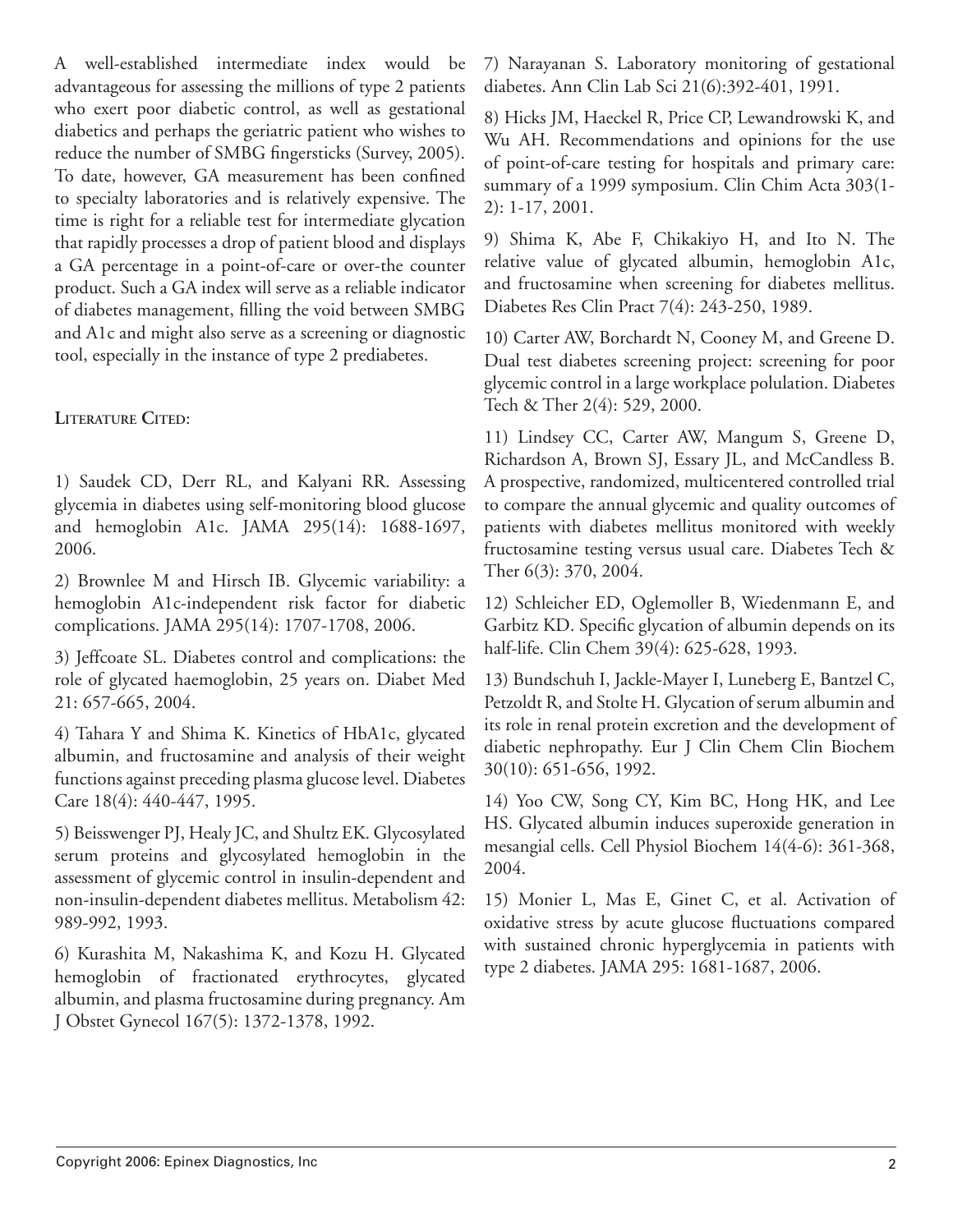A well-established intermediate index would be advantageous for assessing the millions of type 2 patients who exert poor diabetic control, as well as gestational diabetics and perhaps the geriatric patient who wishes to reduce the number of SMBG fingersticks (Survey, 2005). To date, however, GA measurement has been confined to specialty laboratories and is relatively expensive. The time is right for a reliable test for intermediate glycation that rapidly processes a drop of patient blood and displays a GA percentage in a point-of-care or over-the counter product. Such a GA index will serve as a reliable indicator of diabetes management, filling the void between SMBG and A1c and might also serve as a screening or diagnostic tool, especially in the instance of type 2 prediabetes.

**Literature Cited:**

1) Saudek CD, Derr RL, and Kalyani RR. Assessing glycemia in diabetes using self-monitoring blood glucose and hemoglobin A1c. JAMA 295(14): 1688-1697, 2006.

2) Brownlee M and Hirsch IB. Glycemic variability: a hemoglobin A1c-independent risk factor for diabetic complications. JAMA 295(14): 1707-1708, 2006.

3) Jeffcoate SL. Diabetes control and complications: the role of glycated haemoglobin, 25 years on. Diabet Med 21: 657-665, 2004.

4) Tahara Y and Shima K. Kinetics of HbA1c, glycated albumin, and fructosamine and analysis of their weight functions against preceding plasma glucose level. Diabetes Care 18(4): 440-447, 1995.

5) Beisswenger PJ, Healy JC, and Shultz EK. Glycosylated serum proteins and glycosylated hemoglobin in the assessment of glycemic control in insulin-dependent and non-insulin-dependent diabetes mellitus. Metabolism 42: 989-992, 1993.

6) Kurashita M, Nakashima K, and Kozu H. Glycated hemoglobin of fractionated erythrocytes, glycated albumin, and plasma fructosamine during pregnancy. Am J Obstet Gynecol 167(5): 1372-1378, 1992.

7) Narayanan S. Laboratory monitoring of gestational diabetes. Ann Clin Lab Sci 21(6):392-401, 1991.

8) Hicks JM, Haeckel R, Price CP, Lewandrowski K, and Wu AH. Recommendations and opinions for the use of point-of-care testing for hospitals and primary care: summary of a 1999 symposium. Clin Chim Acta 303(1-2): 1-17, 2001.

9) Shima K, Abe F, Chikakiyo H, and Ito N. The relative value of glycated albumin, hemoglobin A1c, and fructosamine when screening for diabetes mellitus. Diabetes Res Clin Pract 7(4): 243-250, 1989.

10) Carter AW, Borchardt N, Cooney M, and Greene D. Dual test diabetes screening project: screening for poor glycemic control in a large workplace polulation. Diabetes Tech & Ther 2(4): 529, 2000.

11) Lindsey CC, Carter AW, Mangum S, Greene D, Richardson A, Brown SJ, Essary JL, and McCandless B. A prospective, randomized, multicentered controlled trial to compare the annual glycemic and quality outcomes of patients with diabetes mellitus monitored with weekly fructosamine testing versus usual care. Diabetes Tech & Ther 6(3): 370, 2004.

12) Schleicher ED, Oglemoller B, Wiedenmann E, and Garbitz KD. Specific glycation of albumin depends on its half-life. Clin Chem 39(4): 625-628, 1993.

13) Bundschuh I, Jackle-Mayer I, Luneberg E, Bantzel C, Petzoldt R, and Stolte H. Glycation of serum albumin and its role in renal protein excretion and the development of diabetic nephropathy. Eur J Clin Chem Clin Biochem 30(10): 651-656, 1992.

14) Yoo CW, Song CY, Kim BC, Hong HK, and Lee HS. Glycated albumin induces superoxide generation in mesangial cells. Cell Physiol Biochem 14(4-6): 361-368, 2004.

15) Monier L, Mas E, Ginet C, et al. Activation of oxidative stress by acute glucose fluctuations compared with sustained chronic hyperglycemia in patients with type 2 diabetes. JAMA 295: 1681-1687, 2006.

Copyright 2006: Epinex Diagnostics, Inc